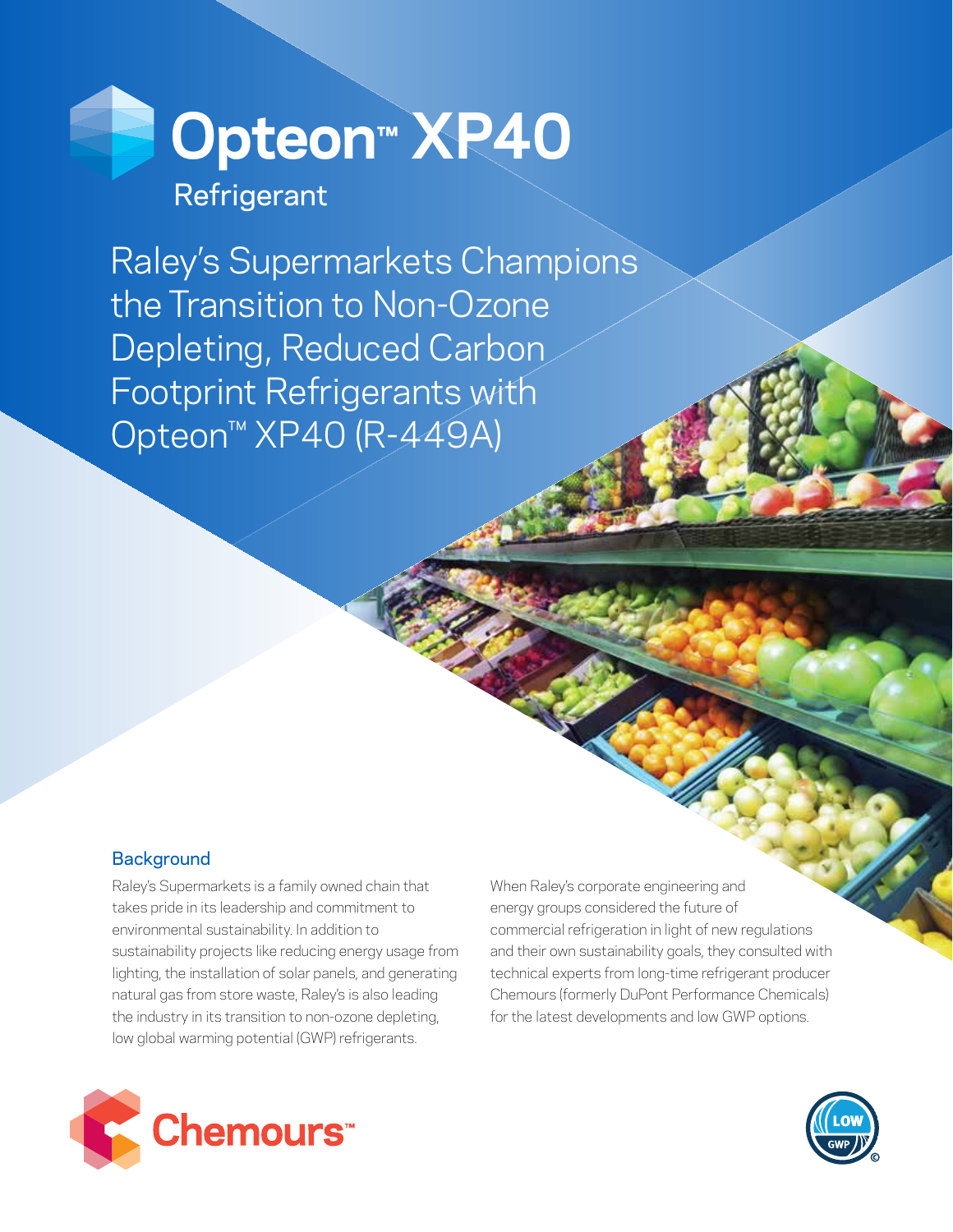# Opteon™ XP40

Refrigerant

## Raley's Supermarkets Champions the Transition to Non-Ozone Depleting, Reduced Carbon Footprint Refrigerants with Opteon™ XP40 (R-449A)

### Background

Raley's Supermarkets is a family owned chain that takes pride in its leadership and commitment to environmental sustainability. In addition to sustainability projects like reducing energy usage from lighting, the installation of solar panels, and generating natural gas from store waste, Raley's is also leading the industry in its transition to non-ozone depleting, low global warming potential (GWP) refrigerants.

When Raley's corporate engineering and energy groups considered the future of commercial refrigeration in light of new regulations and their own sustainability goals, they consulted with technical experts from long-time refrigerant producer Chemours (formerly DuPont Performance Chemicals) for the latest developments and low GWP options.

Chemours™

LOW GWP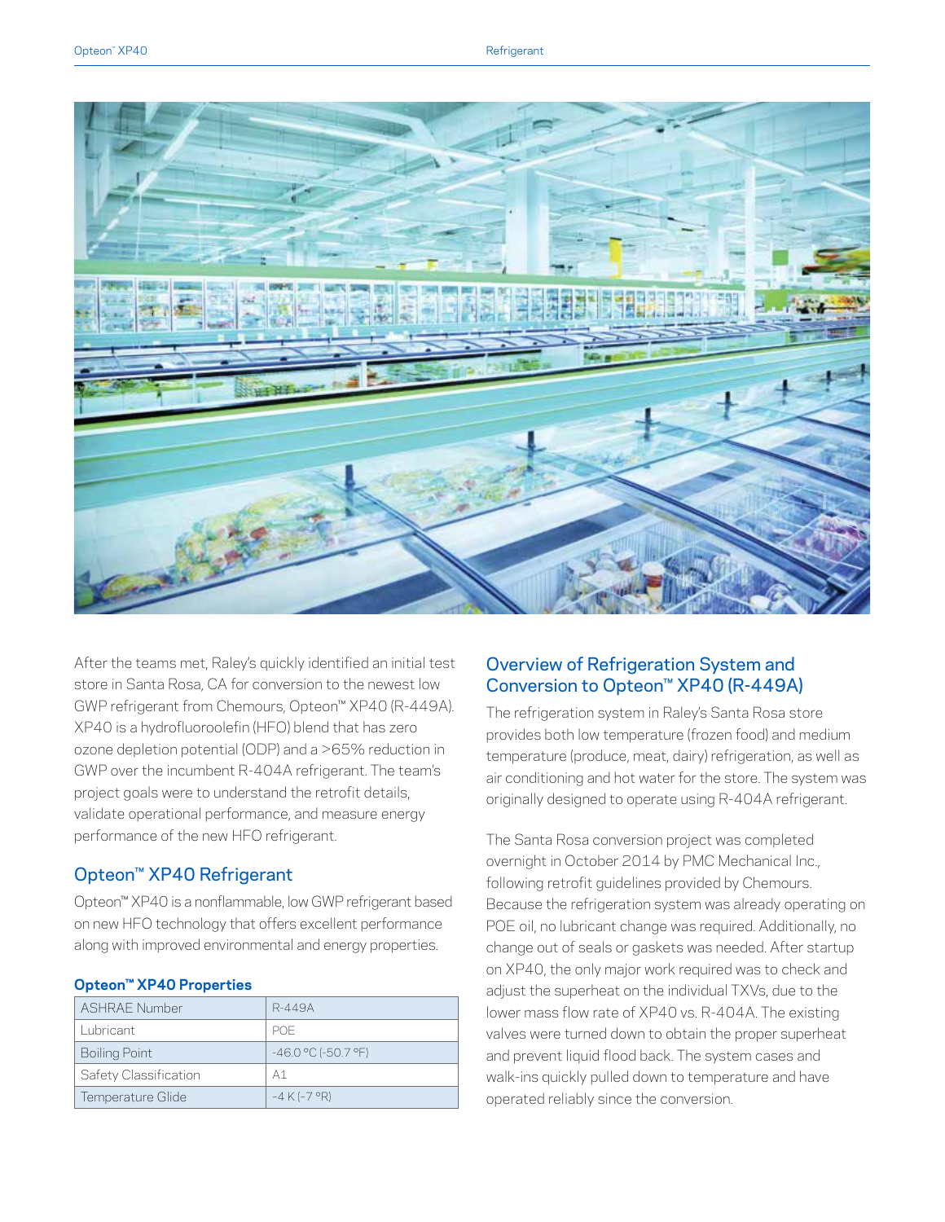After the teams met, Raley's quickly identified an initial test store in Santa Rosa, CA for conversion to the newest low GWP refrigerant from Chemours, Opteon™ XP40 (R-449A). XP40 is a hydrofluoroolefin (HFO) blend that has zero ozone depletion potential (ODP) and a >65% reduction in GWP over the incumbent R-404A refrigerant. The team's project goals were to understand the retrofit details, validate operational performance, and measure energy performance of the new HFO refrigerant.

## Opteon™ XP40 Refrigerant

Opteon™ XP40 is a nonflammable, low GWP refrigerant based on new HFO technology that offers excellent performance along with improved environmental and energy properties.

**Opteon™ XP40 Properties**

| ASHRAE Number | R-449A |
|---|---|
| Lubricant | POE |
| Boiling Point | -46.0 °C (-50.7 °F) |
| Safety Classification | A1 |
| Temperature Glide | ~4 K (~7 °R) |

## Overview of Refrigeration System and Conversion to Opteon™ XP40 (R-449A)

The refrigeration system in Raley's Santa Rosa store provides both low temperature (frozen food) and medium temperature (produce, meat, dairy) refrigeration, as well as air conditioning and hot water for the store. The system was originally designed to operate using R-404A refrigerant.

The Santa Rosa conversion project was completed overnight in October 2014 by PMC Mechanical Inc., following retrofit guidelines provided by Chemours. Because the refrigeration system was already operating on POE oil, no lubricant change was required. Additionally, no change out of seals or gaskets was needed. After startup on XP40, the only major work required was to check and adjust the superheat on the individual TXVs, due to the lower mass flow rate of XP40 vs. R-404A. The existing valves were turned down to obtain the proper superheat and prevent liquid flood back. The system cases and walk-ins quickly pulled down to temperature and have operated reliably since the conversion.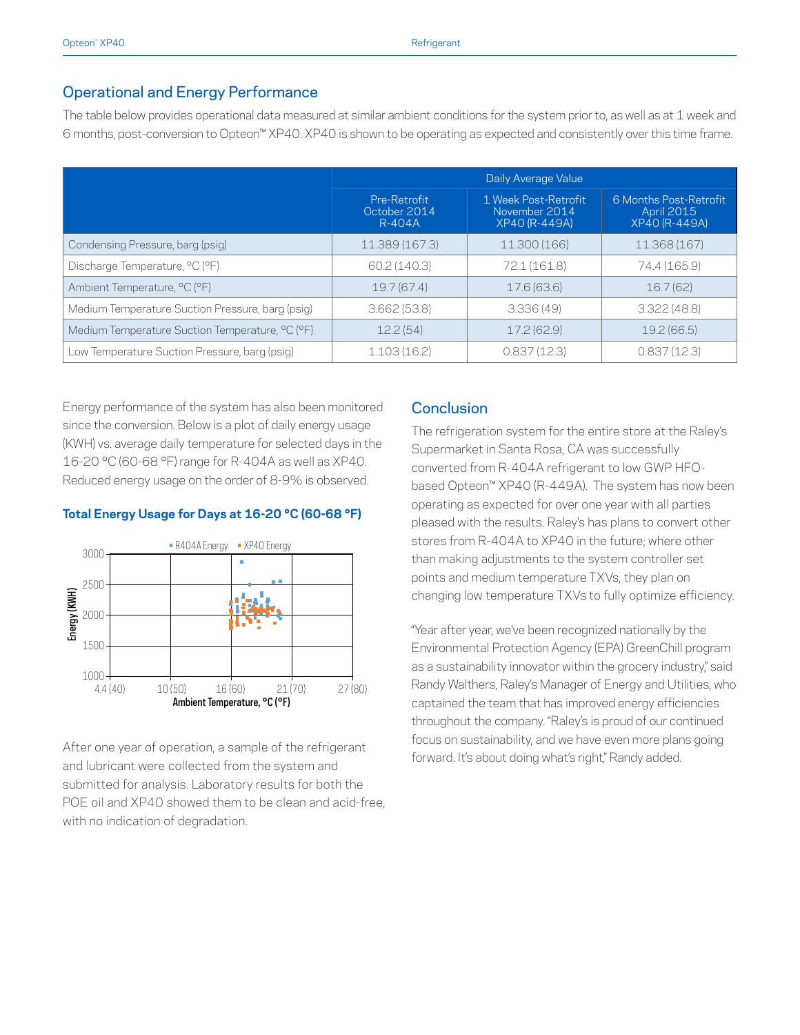## Operational and Energy Performance

The table below provides operational data measured at similar ambient conditions for the system prior to, as well as at 1 week and 6 months, post-conversion to Opteon™ XP40. XP40 is shown to be operating as expected and consistently over this time frame.

| | Daily Average Value | | |
|---|---|---|---|
| | Pre-Retrofit October 2014 R-404A | 1 Week Post-Retrofit November 2014 XP40 (R-449A) | 6 Months Post-Retrofit April 2015 XP40 (R-449A) |
| Condensing Pressure, barg (psig) | 11.389 (167.3) | 11.300 (166) | 11.368 (167) |
| Discharge Temperature, °C (°F) | 60.2 (140.3) | 72.1 (161.8) | 74.4 (165.9) |
| Ambient Temperature, °C (°F) | 19.7 (67.4) | 17.6 (63.6) | 16.7 (62) |
| Medium Temperature Suction Pressure, barg (psig) | 3.662 (53.8) | 3.336 (49) | 3.322 (48.8) |
| Medium Temperature Suction Temperature, °C (°F) | 12.2 (54) | 17.2 (62.9) | 19.2 (66.5) |
| Low Temperature Suction Pressure, barg (psig) | 1.103 (16.2) | 0.837 (12.3) | 0.837 (12.3) |

Energy performance of the system has also been monitored since the conversion. Below is a plot of daily energy usage (KWH) vs. average daily temperature for selected days in the 16-20 °C (60-68 °F) range for R-404A as well as XP40. Reduced energy usage on the order of 8-9% is observed.

**Total Energy Usage for Days at 16-20 °C (60-68 °F)**

After one year of operation, a sample of the refrigerant and lubricant were collected from the system and submitted for analysis. Laboratory results for both the POE oil and XP40 showed them to be clean and acid-free, with no indication of degradation.

## Conclusion

The refrigeration system for the entire store at the Raley's Supermarket in Santa Rosa, CA was successfully converted from R-404A refrigerant to low GWP HFO-based Opteon™ XP40 (R-449A). The system has now been operating as expected for over one year with all parties pleased with the results. Raley's has plans to convert other stores from R-404A to XP40 in the future; where other than making adjustments to the system controller set points and medium temperature TXVs, they plan on changing low temperature TXVs to fully optimize efficiency.

"Year after year, we've been recognized nationally by the Environmental Protection Agency (EPA) GreenChill program as a sustainability innovator within the grocery industry," said Randy Walthers, Raley's Manager of Energy and Utilities, who captained the team that has improved energy efficiencies throughout the company. "Raley's is proud of our continued focus on sustainability, and we have even more plans going forward. It's about doing what's right," Randy added.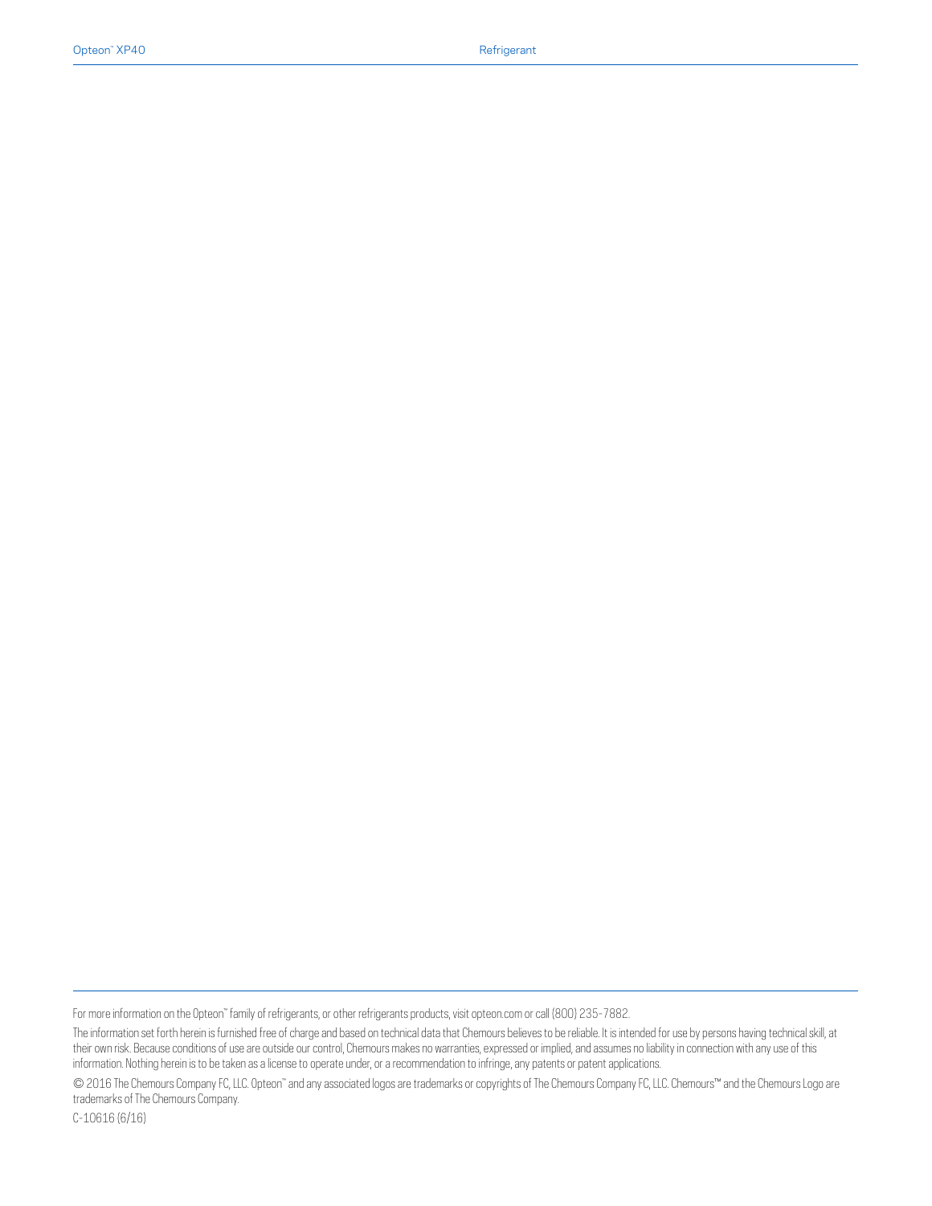For more information on the Opteon™ family of refrigerants, or other refrigerants products, visit opteon.com or call (800) 235-7882.

The information set forth herein is furnished free of charge and based on technical data that Chemours believes to be reliable. It is intended for use by persons having technical skill, at their own risk. Because conditions of use are outside our control, Chemours makes no warranties, expressed or implied, and assumes no liability in connection with any use of this information. Nothing herein is to be taken as a license to operate under, or a recommendation to infringe, any patents or patent applications.

© 2016 The Chemours Company FC, LLC. Opteon™ and any associated logos are trademarks or copyrights of The Chemours Company FC, LLC. Chemours™ and the Chemours Logo are trademarks of The Chemours Company.

C-10616 (6/16)